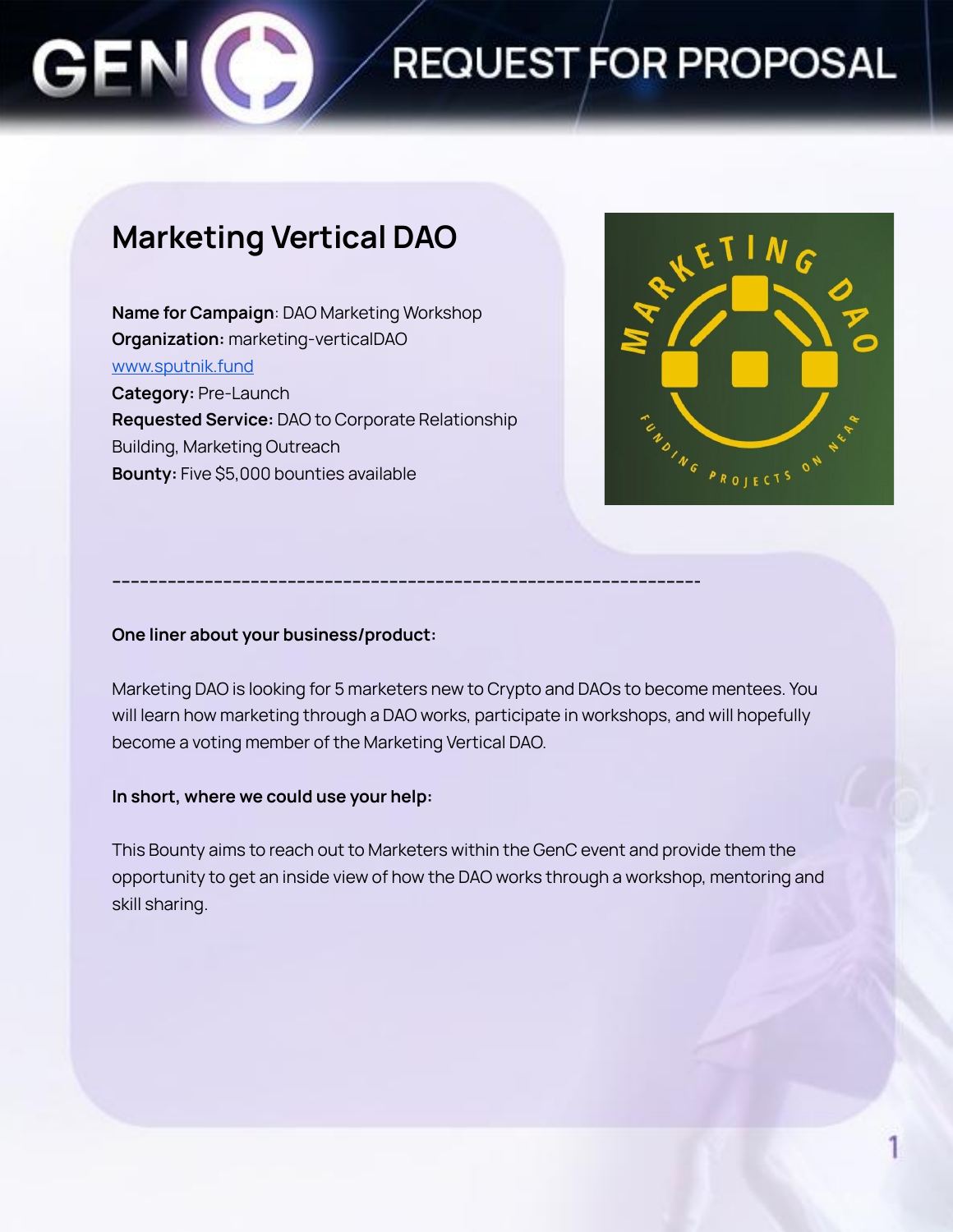# REQUEST FOR PROPOSAL

## Marketing Vertical DAO

**Name for Campaign**: DAO Marketing Workshop
**Organization:** marketing-verticalDAO
[www.sputnik.fund](www.sputnik.fund)
**Category:** Pre-Launch
**Requested Service:** DAO to Corporate Relationship Building, Marketing Outreach
**Bounty:** Five $5,000 bounties available

---

**One liner about your business/product:**

Marketing DAO is looking for 5 marketers new to Crypto and DAOs to become mentees. You will learn how marketing through a DAO works, participate in workshops, and will hopefully become a voting member of the Marketing Vertical DAO.

**In short, where we could use your help:**

This Bounty aims to reach out to Marketers within the GenC event and provide them the opportunity to get an inside view of how the DAO works through a workshop, mentoring and skill sharing.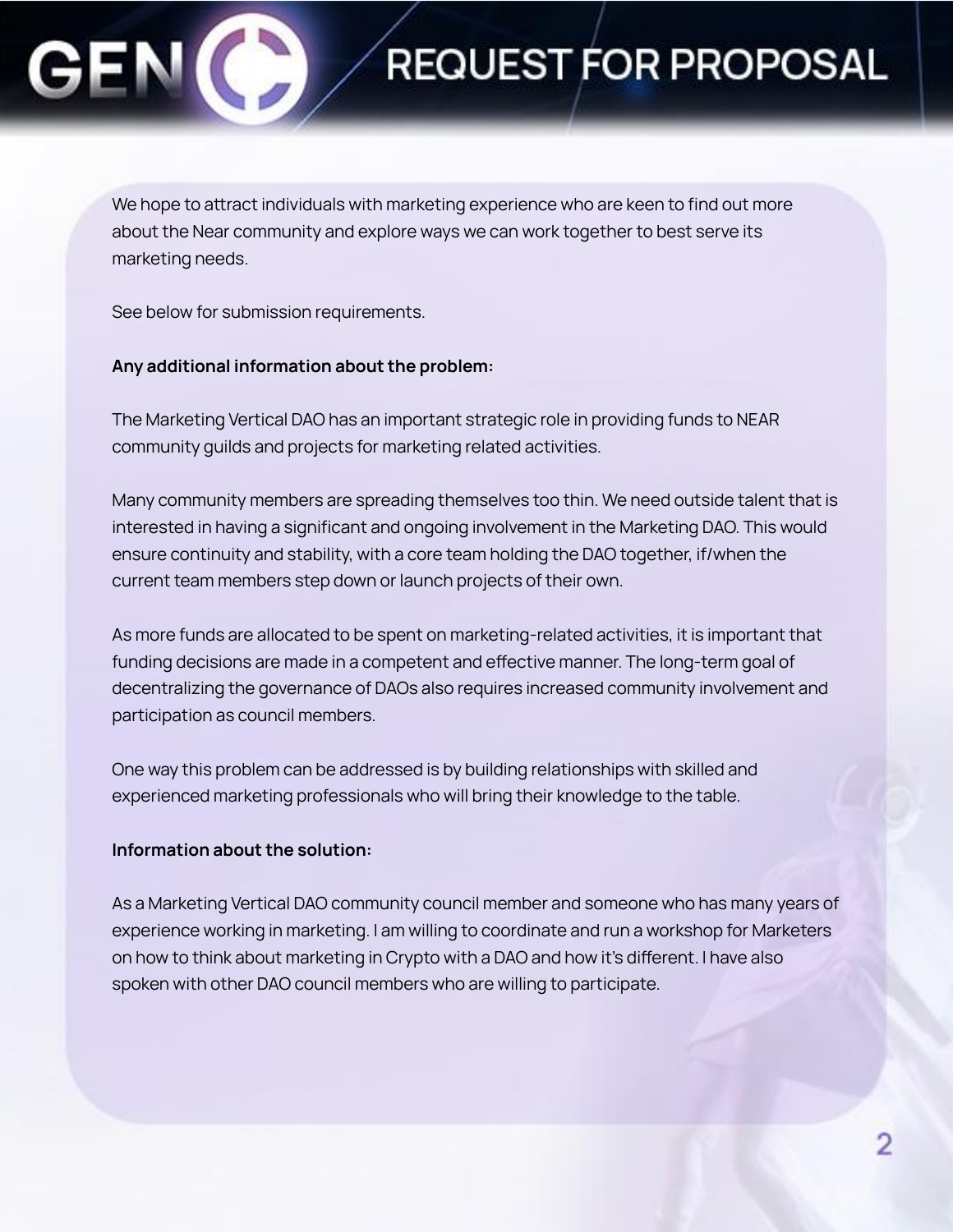We hope to attract individuals with marketing experience who are keen to find out more about the Near community and explore ways we can work together to best serve its marketing needs.

See below for submission requirements.

**Any additional information about the problem:**

The Marketing Vertical DAO has an important strategic role in providing funds to NEAR community guilds and projects for marketing related activities.

Many community members are spreading themselves too thin. We need outside talent that is interested in having a significant and ongoing involvement in the Marketing DAO. This would ensure continuity and stability, with a core team holding the DAO together, if/when the current team members step down or launch projects of their own.

As more funds are allocated to be spent on marketing-related activities, it is important that funding decisions are made in a competent and effective manner. The long-term goal of decentralizing the governance of DAOs also requires increased community involvement and participation as council members.

One way this problem can be addressed is by building relationships with skilled and experienced marketing professionals who will bring their knowledge to the table.

**Information about the solution:**

As a Marketing Vertical DAO community council member and someone who has many years of experience working in marketing. I am willing to coordinate and run a workshop for Marketers on how to think about marketing in Crypto with a DAO and how it's different. I have also spoken with other DAO council members who are willing to participate.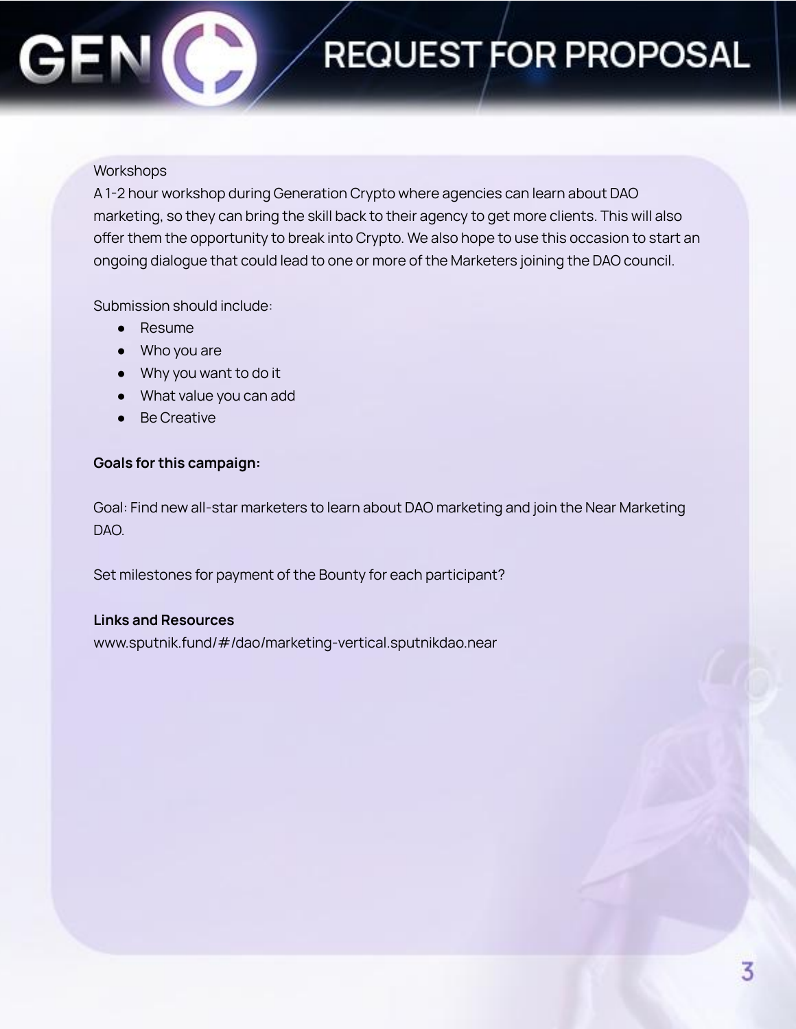Workshops

A 1-2 hour workshop during Generation Crypto where agencies can learn about DAO marketing, so they can bring the skill back to their agency to get more clients. This will also offer them the opportunity to break into Crypto. We also hope to use this occasion to start an ongoing dialogue that could lead to one or more of the Marketers joining the DAO council.

Submission should include:

- Resume
- Who you are
- Why you want to do it
- What value you can add
- Be Creative

**Goals for this campaign:**

Goal: Find new all-star marketers to learn about DAO marketing and join the Near Marketing DAO.

Set milestones for payment of the Bounty for each participant?

**Links and Resources**

www.sputnik.fund/#/dao/marketing-vertical.sputnikdao.near